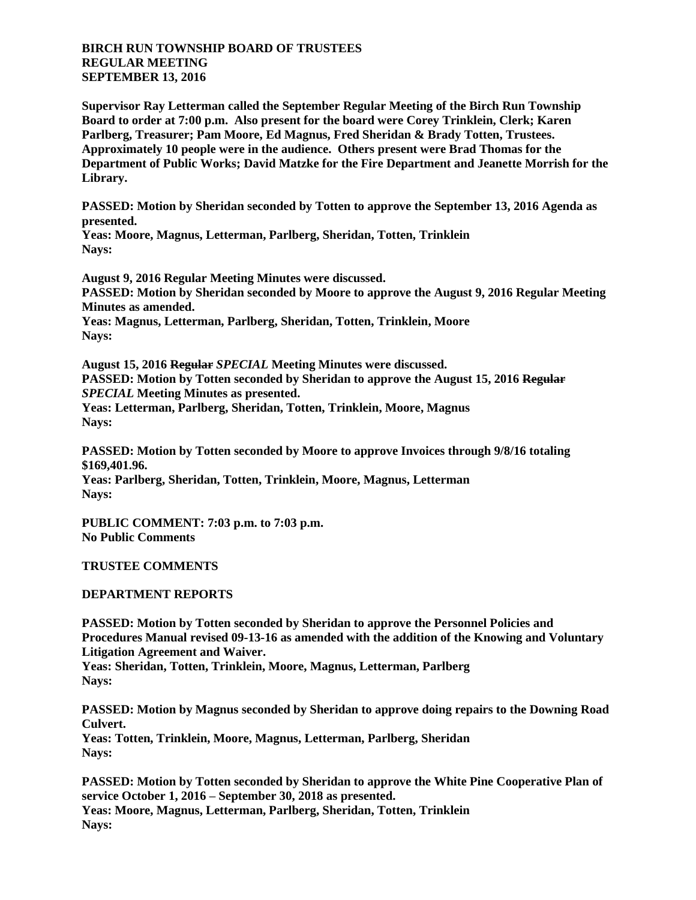**BIRCH RUN TOWNSHIP BOARD OF TRUSTEES**
**REGULAR MEETING**
**SEPTEMBER 13, 2016**

**Supervisor Ray Letterman called the September Regular Meeting of the Birch Run Township Board to order at 7:00 p.m. Also present for the board were Corey Trinklein, Clerk; Karen Parlberg, Treasurer; Pam Moore, Ed Magnus, Fred Sheridan & Brady Totten, Trustees. Approximately 10 people were in the audience. Others present were Brad Thomas for the Department of Public Works; David Matzke for the Fire Department and Jeanette Morrish for the Library.**

**PASSED: Motion by Sheridan seconded by Totten to approve the September 13, 2016 Agenda as presented.**
**Yeas: Moore, Magnus, Letterman, Parlberg, Sheridan, Totten, Trinklein**
**Nays:**

**August 9, 2016 Regular Meeting Minutes were discussed.**
**PASSED: Motion by Sheridan seconded by Moore to approve the August 9, 2016 Regular Meeting Minutes as amended.**
**Yeas: Magnus, Letterman, Parlberg, Sheridan, Totten, Trinklein, Moore**
**Nays:**

**August 15, 2016 ~~Regular~~ *SPECIAL* Meeting Minutes were discussed.**
**PASSED: Motion by Totten seconded by Sheridan to approve the August 15, 2016 ~~Regular~~ *SPECIAL* Meeting Minutes as presented.**
**Yeas: Letterman, Parlberg, Sheridan, Totten, Trinklein, Moore, Magnus**
**Nays:**

**PASSED: Motion by Totten seconded by Moore to approve Invoices through 9/8/16 totaling $169,401.96.**
**Yeas: Parlberg, Sheridan, Totten, Trinklein, Moore, Magnus, Letterman**
**Nays:**

**PUBLIC COMMENT: 7:03 p.m. to 7:03 p.m.**
**No Public Comments**

**TRUSTEE COMMENTS**

**DEPARTMENT REPORTS**

**PASSED: Motion by Totten seconded by Sheridan to approve the Personnel Policies and Procedures Manual revised 09-13-16 as amended with the addition of the Knowing and Voluntary Litigation Agreement and Waiver.**
**Yeas: Sheridan, Totten, Trinklein, Moore, Magnus, Letterman, Parlberg**
**Nays:**

**PASSED: Motion by Magnus seconded by Sheridan to approve doing repairs to the Downing Road Culvert.**
**Yeas: Totten, Trinklein, Moore, Magnus, Letterman, Parlberg, Sheridan**
**Nays:**

**PASSED: Motion by Totten seconded by Sheridan to approve the White Pine Cooperative Plan of service October 1, 2016 – September 30, 2018 as presented.**
**Yeas: Moore, Magnus, Letterman, Parlberg, Sheridan, Totten, Trinklein**
**Nays:**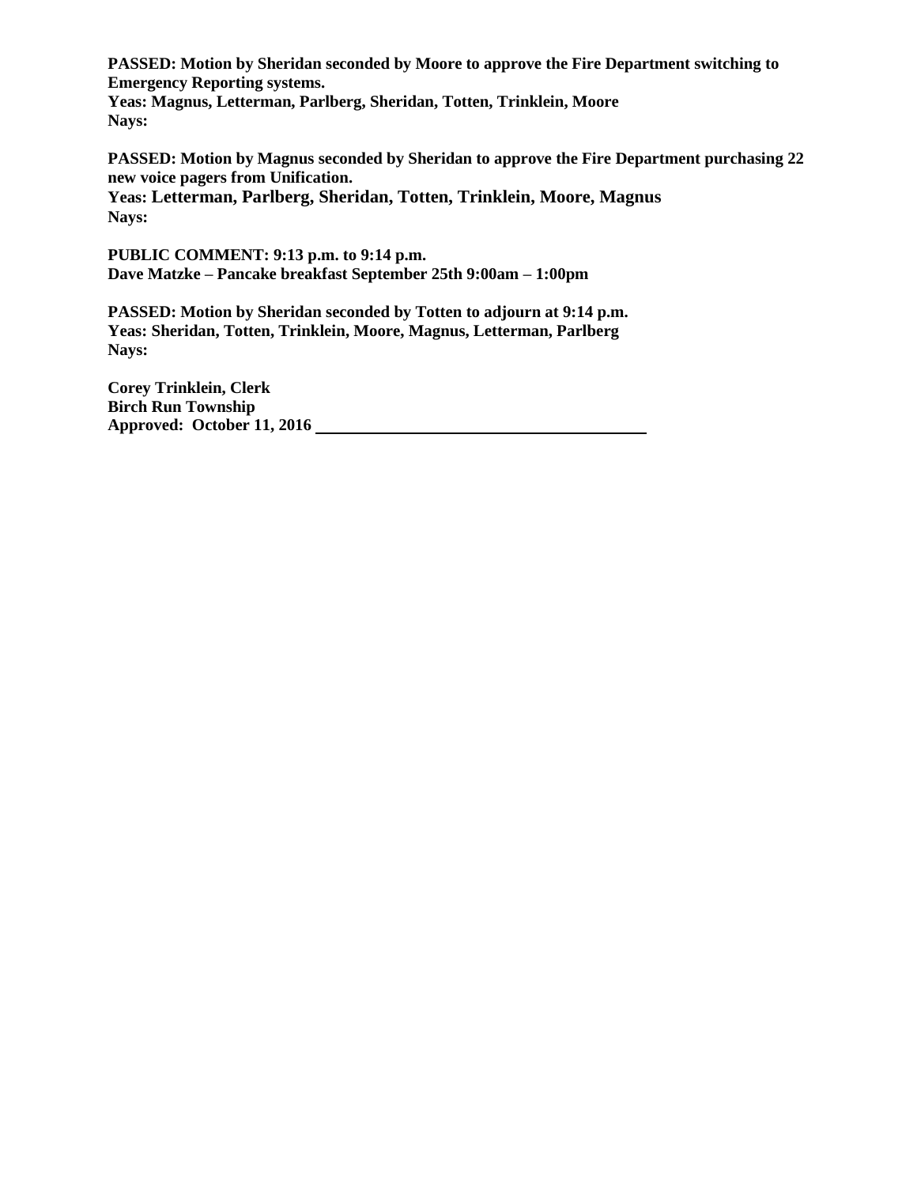**PASSED: Motion by Sheridan seconded by Moore to approve the Fire Department switching to Emergency Reporting systems.**
**Yeas: Magnus, Letterman, Parlberg, Sheridan, Totten, Trinklein, Moore**
**Nays:**

**PASSED: Motion by Magnus seconded by Sheridan to approve the Fire Department purchasing 22 new voice pagers from Unification.**
**Yeas: Letterman, Parlberg, Sheridan, Totten, Trinklein, Moore, Magnus**
**Nays:**

**PUBLIC COMMENT: 9:13 p.m. to 9:14 p.m.**
**Dave Matzke – Pancake breakfast September 25th 9:00am – 1:00pm**

**PASSED: Motion by Sheridan seconded by Totten to adjourn at 9:14 p.m.**
**Yeas: Sheridan, Totten, Trinklein, Moore, Magnus, Letterman, Parlberg**
**Nays:**

**Corey Trinklein, Clerk**
**Birch Run Township**
**Approved: October 11, 2016** ________________________________________